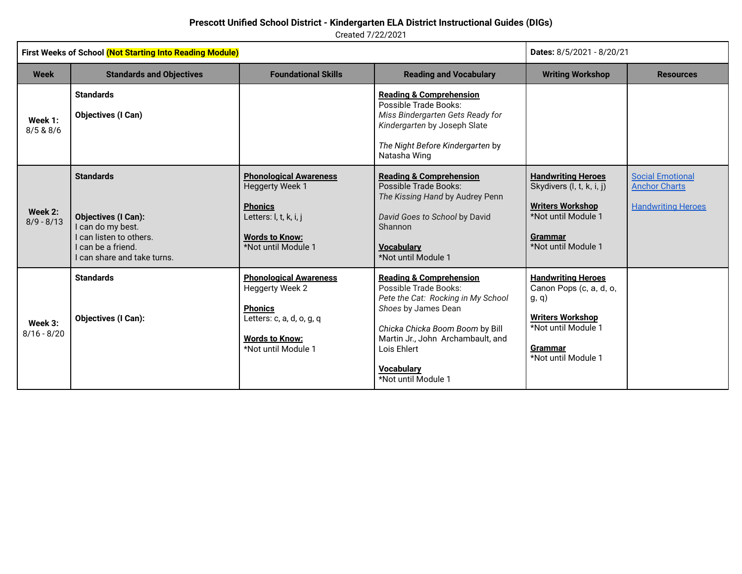# Prescott Unified School District - Kindergarten ELA District Instructional Guides (DIGs)

Created 7/22/2021

| **First Weeks of School (Not Starting Into Reading Module)** | | | | **Dates:** 8/5/2021 - 8/20/21 | |
|---|---|---|---|---|---|
| **Week** | **Standards and Objectives** | **Foundational Skills** | **Reading and Vocabulary** | **Writing Workshop** | **Resources** |
| **Week 1:** 8/5 & 8/6 | **Standards**<br><br>**Objectives (I Can)** | | **Reading & Comprehension**<br>Possible Trade Books:<br>*Miss Bindergarten Gets Ready for Kindergarten* by Joseph Slate<br><br>*The Night Before Kindergarten* by Natasha Wing | | |
| **Week 2:** 8/9 - 8/13 | **Standards**<br><br>**Objectives (I Can):**<br>I can do my best.<br>I can listen to others.<br>I can be a friend.<br>I can share and take turns. | **Phonological Awareness**<br>Heggerty Week 1<br><br>**Phonics**<br>Letters: l, t, k, i, j<br><br>**Words to Know:**<br>*Not until Module 1 | **Reading & Comprehension**<br>Possible Trade Books:<br>*The Kissing Hand* by Audrey Penn<br><br>*David Goes to School* by David Shannon<br><br>**Vocabulary**<br>*Not until Module 1 | **Handwriting Heroes**<br>Skydivers (l, t, k, i, j)<br><br>**Writers Workshop**<br>*Not until Module 1<br><br>**Grammar**<br>*Not until Module 1 | Social Emotional Anchor Charts<br><br>Handwriting Heroes |
| **Week 3:** 8/16 - 8/20 | **Standards**<br><br>**Objectives (I Can):** | **Phonological Awareness**<br>Heggerty Week 2<br><br>**Phonics**<br>Letters: c, a, d, o, g, q<br><br>**Words to Know:**<br>*Not until Module 1 | **Reading & Comprehension**<br>Possible Trade Books:<br>*Pete the Cat: Rocking in My School Shoes* by James Dean<br><br>*Chicka Chicka Boom Boom* by Bill Martin Jr., John Archambault, and Lois Ehlert<br><br>**Vocabulary**<br>*Not until Module 1 | **Handwriting Heroes**<br>Canon Pops (c, a, d, o, g, q)<br><br>**Writers Workshop**<br>*Not until Module 1<br><br>**Grammar**<br>*Not until Module 1 | |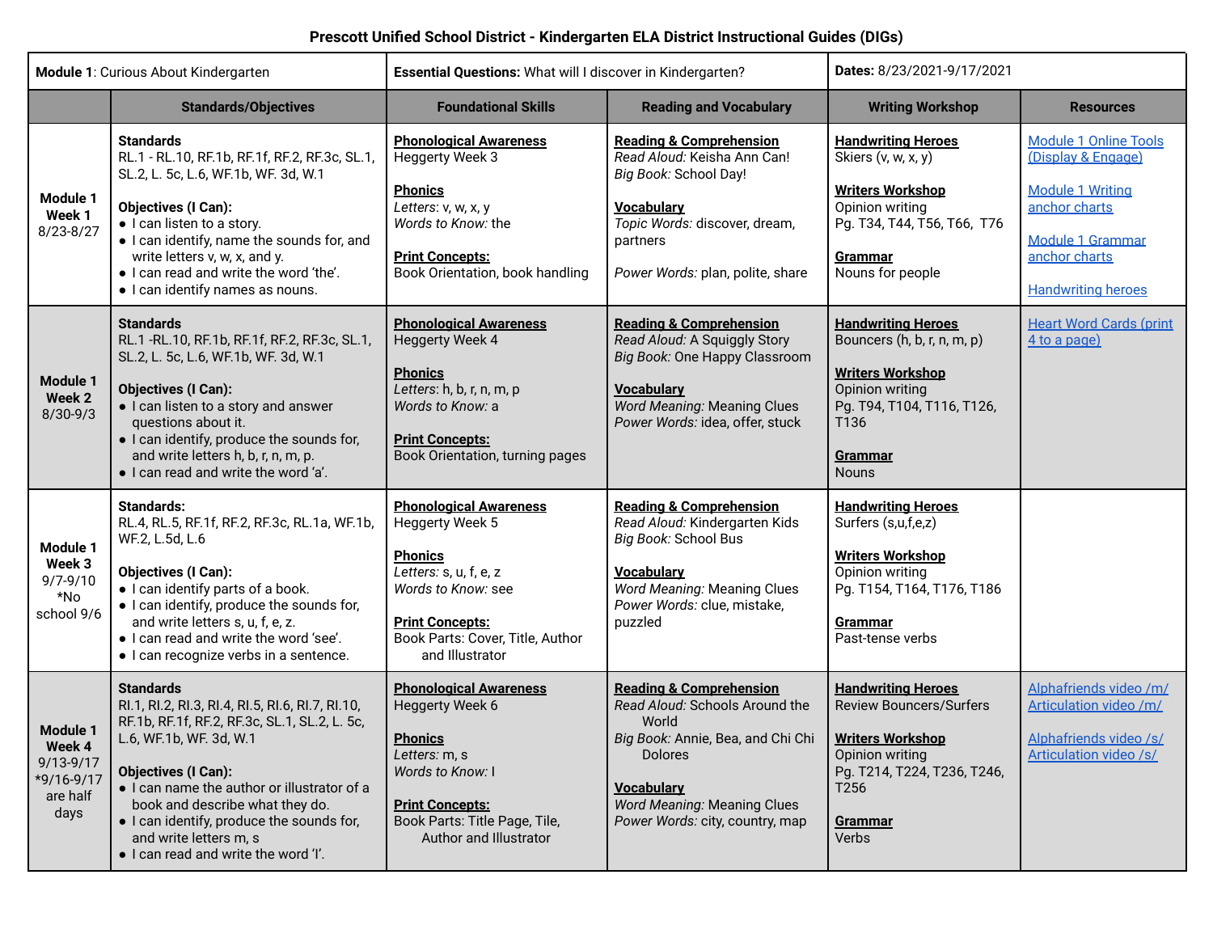# Prescott Unified School District - Kindergarten ELA District Instructional Guides (DIGs)

| **Module 1**: Curious About Kindergarten | | **Essential Questions:** What will I discover in Kindergarten? | | **Dates:** 8/23/2021-9/17/2021 | |
|---|---|---|---|---|---|
| | **Standards/Objectives** | **Foundational Skills** | **Reading and Vocabulary** | **Writing Workshop** | **Resources** |
| **Module 1 Week 1** 8/23-8/27 | **Standards** RL.1 - RL.10, RF.1b, RF.1f, RF.2, RF.3c, SL.1, SL.2, L. 5c, L.6, WF.1b, WF. 3d, W.1<br><br>**Objectives (I Can):**<br>● I can listen to a story.<br>● I can identify, name the sounds for, and write letters v, w, x, and y.<br>● I can read and write the word 'the'.<br>● I can identify names as nouns. | **Phonological Awareness** Heggerty Week 3<br><br>**Phonics** *Letters*: v, w, x, y *Words to Know:* the<br><br>**Print Concepts:** Book Orientation, book handling | **Reading & Comprehension** *Read Aloud:* Keisha Ann Can! *Big Book:* School Day!<br><br>**Vocabulary** *Topic Words:* discover, dream, partners<br><br>*Power Words:* plan, polite, share | **Handwriting Heroes** Skiers (v, w, x, y)<br><br>**Writers Workshop** Opinion writing Pg. T34, T44, T56, T66, T76<br><br>**Grammar** Nouns for people | Module 1 Online Tools (Display & Engage)<br><br>Module 1 Writing anchor charts<br><br>Module 1 Grammar anchor charts<br><br>Handwriting heroes |
| **Module 1 Week 2** 8/30-9/3 | **Standards** RL.1 -RL.10, RF.1b, RF.1f, RF.2, RF.3c, SL.1, SL.2, L. 5c, L.6, WF.1b, WF. 3d, W.1<br><br>**Objectives (I Can):**<br>● I can listen to a story and answer questions about it.<br>● I can identify, produce the sounds for, and write letters h, b, r, n, m, p.<br>● I can read and write the word 'a'. | **Phonological Awareness** Heggerty Week 4<br><br>**Phonics** *Letters*: h, b, r, n, m, p *Words to Know:* a<br><br>**Print Concepts:** Book Orientation, turning pages | **Reading & Comprehension** *Read Aloud:* A Squiggly Story *Big Book:* One Happy Classroom<br><br>**Vocabulary** *Word Meaning:* Meaning Clues *Power Words:* idea, offer, stuck | **Handwriting Heroes** Bouncers (h, b, r, n, m, p)<br><br>**Writers Workshop** Opinion writing Pg. T94, T104, T116, T126, T136<br><br>**Grammar** Nouns | Heart Word Cards (print 4 to a page) |
| **Module 1 Week 3** 9/7-9/10 *No school 9/6 | **Standards:** RL.4, RL.5, RF.1f, RF.2, RF.3c, RL.1a, WF.1b, WF.2, L.5d, L.6<br><br>**Objectives (I Can):**<br>● I can identify parts of a book.<br>● I can identify, produce the sounds for, and write letters s, u, f, e, z.<br>● I can read and write the word 'see'.<br>● I can recognize verbs in a sentence. | **Phonological Awareness** Heggerty Week 5<br><br>**Phonics** *Letters*: s, u, f, e, z *Words to Know:* see<br><br>**Print Concepts:** Book Parts: Cover, Title, Author and Illustrator | **Reading & Comprehension** *Read Aloud:* Kindergarten Kids *Big Book:* School Bus<br><br>**Vocabulary** *Word Meaning:* Meaning Clues *Power Words:* clue, mistake, puzzled | **Handwriting Heroes** Surfers (s,u,f,e,z)<br><br>**Writers Workshop** Opinion writing Pg. T154, T164, T176, T186<br><br>**Grammar** Past-tense verbs | |
| **Module 1 Week 4** 9/13-9/17 *9/16-9/17 are half days | **Standards** RI.1, RI.2, RI.3, RI.4, RI.5, RI.6, RI.7, RI.10, RF.1b, RF.1f, RF.2, RF.3c, SL.1, SL.2, L. 5c, L.6, WF.1b, WF. 3d, W.1<br><br>**Objectives (I Can):**<br>● I can name the author or illustrator of a book and describe what they do.<br>● I can identify, produce the sounds for, and write letters m, s<br>● I can read and write the word 'I'. | **Phonological Awareness** Heggerty Week 6<br><br>**Phonics** *Letters:* m, s *Words to Know:* I<br><br>**Print Concepts:** Book Parts: Title Page, Tile, Author and Illustrator | **Reading & Comprehension** *Read Aloud:* Schools Around the World *Big Book:* Annie, Bea, and Chi Chi Dolores<br><br>**Vocabulary** *Word Meaning:* Meaning Clues *Power Words:* city, country, map | **Handwriting Heroes** Review Bouncers/Surfers<br><br>**Writers Workshop** Opinion writing Pg. T214, T224, T236, T246, T256<br><br>**Grammar** Verbs | Alphafriends video /m/ Articulation video /m/<br><br>Alphafriends video /s/ Articulation video /s/ |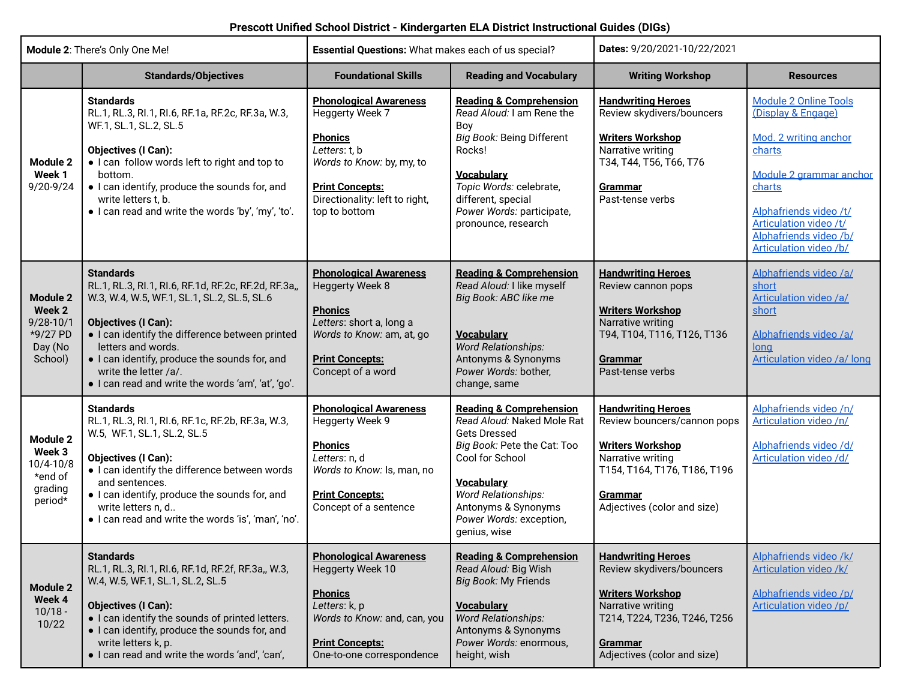# Prescott Unified School District - Kindergarten ELA District Instructional Guides (DIGs)

| **Module 2**: There's Only One Me! | | **Essential Questions:** What makes each of us special? | | **Dates:** 9/20/2021-10/22/2021 | |
|---|---|---|---|---|---|
| | **Standards/Objectives** | **Foundational Skills** | **Reading and Vocabulary** | **Writing Workshop** | **Resources** |
| **Module 2 Week 1** 9/20-9/24 | **Standards**<br>RL.1, RL.3, RI.1, RI.6, RF.1a, RF.2c, RF.3a, W.3, WF.1, SL.1, SL.2, SL.5<br><br>**Objectives (I Can):**<br>● I can follow words left to right and top to bottom.<br>● I can identify, produce the sounds for, and write letters t, b.<br>● I can read and write the words 'by', 'my', 'to'. | **Phonological Awareness**<br>Heggerty Week 7<br><br>**Phonics**<br>*Letters*: t, b<br>*Words to Know:* by, my, to<br><br>**Print Concepts:**<br>Directionality: left to right, top to bottom | **Reading & Comprehension**<br>*Read Aloud:* I am Rene the Boy<br>*Big Book:* Being Different Rocks!<br><br>**Vocabulary**<br>*Topic Words:* celebrate, different, special<br>*Power Words:* participate, pronounce, research | **Handwriting Heroes**<br>Review skydivers/bouncers<br><br>**Writers Workshop**<br>Narrative writing<br>T34, T44, T56, T66, T76<br><br>**Grammar**<br>Past-tense verbs | Module 2 Online Tools (Display & Engage)<br><br>Mod. 2 writing anchor charts<br><br>Module 2 grammar anchor charts<br><br>Alphafriends video /t/<br>Articulation video /t/<br>Alphafriends video /b/<br>Articulation video /b/ |
| **Module 2 Week 2** 9/28-10/1 *9/27 PD Day (No School) | **Standards**<br>RL.1, RL.3, RI.1, RI.6, RF.1d, RF.2c, RF.2d, RF.3a,, W.3, W.4, W.5, WF.1, SL.1, SL.2, SL.5, SL.6<br><br>**Objectives (I Can):**<br>● I can identify the difference between printed letters and words.<br>● I can identify, produce the sounds for, and write the letter /a/.<br>● I can read and write the words 'am', 'at', 'go'. | **Phonological Awareness**<br>Heggerty Week 8<br><br>**Phonics**<br>*Letters*: short a, long a<br>*Words to Know:* am, at, go<br><br>**Print Concepts:**<br>Concept of a word | **Reading & Comprehension**<br>*Read Aloud:* I like myself<br>*Big Book: ABC like me*<br><br>**Vocabulary**<br>*Word Relationships:* Antonyms & Synonyms<br>*Power Words:* bother, change, same | **Handwriting Heroes**<br>Review cannon pops<br><br>**Writers Workshop**<br>Narrative writing<br>T94, T104, T116, T126, T136<br><br>**Grammar**<br>Past-tense verbs | Alphafriends video /a/ short<br>Articulation video /a/ short<br><br>Alphafriends video /a/ long<br>Articulation video /a/ long |
| **Module 2 Week 3** 10/4-10/8 *end of grading period* | **Standards**<br>RL.1, RL.3, RI.1, RI.6, RF.1c, RF.2b, RF.3a, W.3, W.5, WF.1, SL.1, SL.2, SL.5<br><br>**Objectives (I Can):**<br>● I can identify the difference between words and sentences.<br>● I can identify, produce the sounds for, and write letters n, d..<br>● I can read and write the words 'is', 'man', 'no'. | **Phonological Awareness**<br>Heggerty Week 9<br><br>**Phonics**<br>*Letters*: n, d<br>*Words to Know:* Is, man, no<br><br>**Print Concepts:**<br>Concept of a sentence | **Reading & Comprehension**<br>*Read Aloud:* Naked Mole Rat Gets Dressed<br>*Big Book:* Pete the Cat: Too Cool for School<br><br>**Vocabulary**<br>*Word Relationships:* Antonyms & Synonyms<br>*Power Words:* exception, genius, wise | **Handwriting Heroes**<br>Review bouncers/cannon pops<br><br>**Writers Workshop**<br>Narrative writing<br>T154, T164, T176, T186, T196<br><br>**Grammar**<br>Adjectives (color and size) | Alphafriends video /n/<br>Articulation video /n/<br><br>Alphafriends video /d/<br>Articulation video /d/ |
| **Module 2 Week 4** 10/18 - 10/22 | **Standards**<br>RL.1, RL.3, RI.1, RI.6, RF.1d, RF.2f, RF.3a,, W.3, W.4, W.5, WF.1, SL.1, SL.2, SL.5<br><br>**Objectives (I Can):**<br>● I can identify the sounds of printed letters.<br>● I can identify, produce the sounds for, and write letters k, p.<br>● I can read and write the words 'and', 'can', | **Phonological Awareness**<br>Heggerty Week 10<br><br>**Phonics**<br>*Letters*: k, p<br>*Words to Know:* and, can, you<br><br>**Print Concepts:**<br>One-to-one correspondence | **Reading & Comprehension**<br>*Read Aloud:* Big Wish<br>*Big Book:* My Friends<br><br>**Vocabulary**<br>*Word Relationships:* Antonyms & Synonyms<br>*Power Words:* enormous, height, wish | **Handwriting Heroes**<br>Review skydivers/bouncers<br><br>**Writers Workshop**<br>Narrative writing<br>T214, T224, T236, T246, T256<br><br>**Grammar**<br>Adjectives (color and size) | Alphafriends video /k/<br>Articulation video /k/<br><br>Alphafriends video /p/<br>Articulation video /p/ |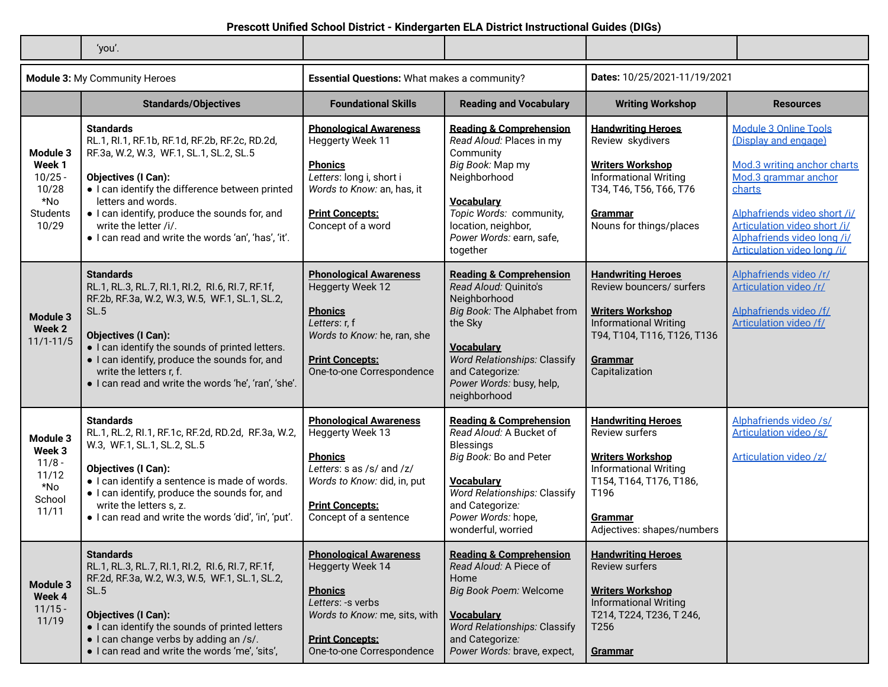## Prescott Unified School District - Kindergarten ELA District Instructional Guides (DIGs)

| | 'you'. | | | | |
|---|---|---|---|---|---|

| **Module 3:** My Community Heroes | | **Essential Questions:** What makes a community? | | **Dates:** 10/25/2021-11/19/2021 | |
|---|---|---|---|---|---|
| | **Standards/Objectives** | **Foundational Skills** | **Reading and Vocabulary** | **Writing Workshop** | **Resources** |
| **Module 3 Week 1** 10/25 - 10/28 *No Students 10/29 | **Standards** RL.1, RI.1, RF.1b, RF.1d, RF.2b, RF.2c, RD.2d, RF.3a, W.2, W.3, WF.1, SL.1, SL.2, SL.5 <br><br> **Objectives (I Can):** <br> • I can identify the difference between printed letters and words. <br> • I can identify, produce the sounds for, and write the letter /i/. <br> • I can read and write the words 'an', 'has', 'it'. | **Phonological Awareness** Heggerty Week 11 <br><br> **Phonics** *Letters:* long i, short i <br> *Words to Know:* an, has, it <br><br> **Print Concepts:** Concept of a word | **Reading & Comprehension** *Read Aloud:* Places in my Community <br> *Big Book:* Map my Neighborhood <br><br> **Vocabulary** *Topic Words:* community, location, neighbor, <br> *Power Words:* earn, safe, together | **Handwriting Heroes** Review skydivers <br><br> **Writers Workshop** Informational Writing T34, T46, T56, T66, T76 <br><br> **Grammar** Nouns for things/places | Module 3 Online Tools (Display and engage) <br><br> Mod.3 writing anchor charts <br> Mod.3 grammar anchor charts <br><br> Alphafriends video short /i/ <br> Articulation video short /i/ <br> Alphafriends video long /i/ <br> Articulation video long /i/ |
| **Module 3 Week 2** 11/1-11/5 | **Standards** RL.1, RL.3, RL.7, RI.1, RI.2, RI.6, RI.7, RF.1f, RF.2b, RF.3a, W.2, W.3, W.5, WF.1, SL.1, SL.2, SL.5 <br><br> **Objectives (I Can):** <br> • I can identify the sounds of printed letters. <br> • I can identify, produce the sounds for, and write the letters r, f. <br> • I can read and write the words 'he', 'ran', 'she'. | **Phonological Awareness** Heggerty Week 12 <br><br> **Phonics** *Letters:* r, f <br> *Words to Know:* he, ran, she <br><br> **Print Concepts:** One-to-one Correspondence | **Reading & Comprehension** *Read Aloud:* Quinito's Neighborhood <br> *Big Book:* The Alphabet from the Sky <br><br> **Vocabulary** *Word Relationships:* Classify and Categorize: <br> *Power Words:* busy, help, neighborhood | **Handwriting Heroes** Review bouncers/ surfers <br><br> **Writers Workshop** Informational Writing T94, T104, T116, T126, T136 <br><br> **Grammar** Capitalization | Alphafriends video /r/ <br> Articulation video /r/ <br><br> Alphafriends video /f/ <br> Articulation video /f/ |
| **Module 3 Week 3** 11/8 - 11/12 *No School 11/11 | **Standards** RL.1, RL.2, RI.1, RF.1c, RF.2d, RD.2d, RF.3a, W.2, W.3, WF.1, SL.1, SL.2, SL.5 <br><br> **Objectives (I Can):** <br> • I can identify a sentence is made of words. <br> • I can identify, produce the sounds for, and write the letters s, z. <br> • I can read and write the words 'did', 'in', 'put'. | **Phonological Awareness** Heggerty Week 13 <br><br> **Phonics** *Letters:* s as /s/ and /z/ <br> *Words to Know:* did, in, put <br><br> **Print Concepts:** Concept of a sentence | **Reading & Comprehension** *Read Aloud:* A Bucket of Blessings <br> *Big Book:* Bo and Peter <br><br> **Vocabulary** *Word Relationships:* Classify and Categorize: <br> *Power Words:* hope, wonderful, worried | **Handwriting Heroes** Review surfers <br><br> **Writers Workshop** Informational Writing T154, T164, T176, T186, T196 <br><br> **Grammar** Adjectives: shapes/numbers | Alphafriends video /s/ <br> Articulation video /s/ <br><br> Articulation video /z/ |
| **Module 3 Week 4** 11/15 - 11/19 | **Standards** RL.1, RL.3, RL.7, RI.1, RI.2, RI.6, RI.7, RF.1f, RF.2d, RF.3a, W.2, W.3, W.5, WF.1, SL.1, SL.2, SL.5 <br><br> **Objectives (I Can):** <br> • I can identify the sounds of printed letters <br> • I can change verbs by adding an /s/. <br> • I can read and write the words 'me', 'sits', | **Phonological Awareness** Heggerty Week 14 <br><br> **Phonics** *Letters:* -s verbs <br> *Words to Know:* me, sits, with <br><br> **Print Concepts:** One-to-one Correspondence | **Reading & Comprehension** *Read Aloud:* A Piece of Home <br> *Big Book Poem:* Welcome <br><br> **Vocabulary** *Word Relationships:* Classify and Categorize: <br> *Power Words:* brave, expect, | **Handwriting Heroes** Review surfers <br><br> **Writers Workshop** Informational Writing T214, T224, T236, T 246, T256 <br><br> **Grammar** | |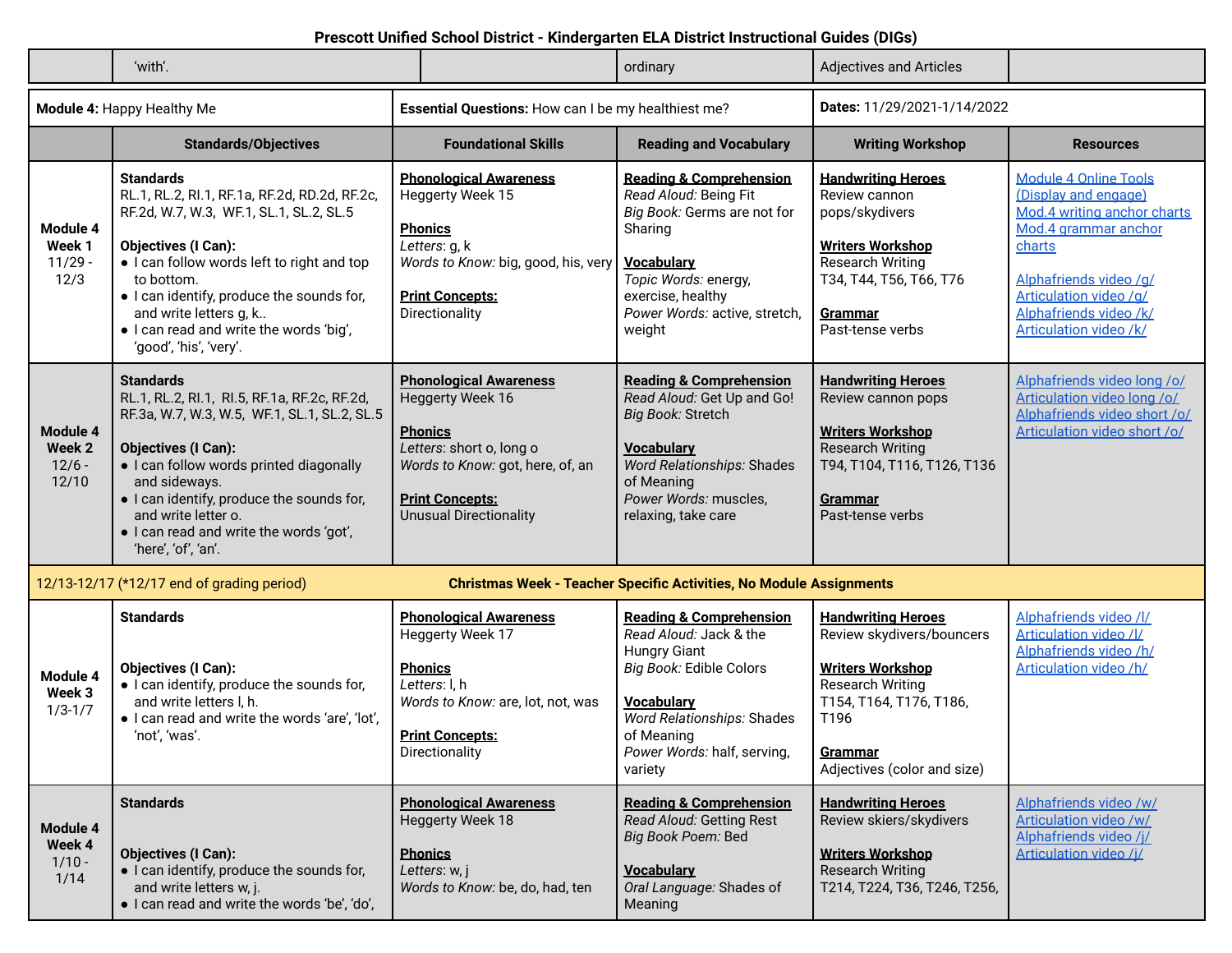# Prescott Unified School District - Kindergarten ELA District Instructional Guides (DIGs)

| | 'with'. | | ordinary | Adjectives and Articles | |
|---|---|---|---|---|---|

| **Module 4:** Happy Healthy Me | | **Essential Questions:** How can I be my healthiest me? | | **Dates:** 11/29/2021-1/14/2022 | |
|---|---|---|---|---|---|
| | **Standards/Objectives** | **Foundational Skills** | **Reading and Vocabulary** | **Writing Workshop** | **Resources** |
| **Module 4 Week 1** 11/29 - 12/3 | **Standards** RL.1, RL.2, RI.1, RF.1a, RF.2d, RD.2d, RF.2c, RF.2d, W.7, W.3, WF.1, SL.1, SL.2, SL.5 **Objectives (I Can):** • I can follow words left to right and top to bottom. • I can identify, produce the sounds for, and write letters g, k.. • I can read and write the words 'big', 'good', 'his', 'very'. | **Phonological Awareness** Heggerty Week 15 **Phonics** *Letters*: g, k *Words to Know*: big, good, his, very **Print Concepts:** Directionality | **Reading & Comprehension** *Read Aloud:* Being Fit *Big Book:* Germs are not for Sharing **Vocabulary** *Topic Words:* energy, exercise, healthy *Power Words:* active, stretch, weight | **Handwriting Heroes** Review cannon pops/skydivers **Writers Workshop** Research Writing T34, T44, T56, T66, T76 **Grammar** Past-tense verbs | Module 4 Online Tools (Display and engage) Mod.4 writing anchor charts Mod.4 grammar anchor charts Alphafriends video /g/ Articulation video /g/ Alphafriends video /k/ Articulation video /k/ |
| **Module 4 Week 2** 12/6 - 12/10 | **Standards** RL.1, RL.2, RI.1, RI.5, RF.1a, RF.2c, RF.2d, RF.3a, W.7, W.3, W.5, WF.1, SL.1, SL.2, SL.5 **Objectives (I Can):** • I can follow words printed diagonally and sideways. • I can identify, produce the sounds for, and write letter o. • I can read and write the words 'got', 'here', 'of', 'an'. | **Phonological Awareness** Heggerty Week 16 **Phonics** *Letters*: short o, long o *Words to Know*: got, here, of, an **Print Concepts:** Unusual Directionality | **Reading & Comprehension** *Read Aloud:* Get Up and Go! *Big Book:* Stretch **Vocabulary** *Word Relationships:* Shades of Meaning *Power Words:* muscles, relaxing, take care | **Handwriting Heroes** Review cannon pops **Writers Workshop** Research Writing T94, T104, T116, T126, T136 **Grammar** Past-tense verbs | Alphafriends video long /o/ Articulation video long /o/ Alphafriends video short /o/ Articulation video short /o/ |
| 12/13-12/17 (*12/17 end of grading period) | | **Christmas Week - Teacher Specific Activities, No Module Assignments** | | | |
| **Module 4 Week 3** 1/3-1/7 | **Standards** **Objectives (I Can):** • I can identify, produce the sounds for, and write letters l, h. • I can read and write the words 'are', 'lot', 'not', 'was'. | **Phonological Awareness** Heggerty Week 17 **Phonics** *Letters*: l, h *Words to Know*: are, lot, not, was **Print Concepts:** Directionality | **Reading & Comprehension** *Read Aloud:* Jack & the Hungry Giant *Big Book:* Edible Colors **Vocabulary** *Word Relationships:* Shades of Meaning *Power Words:* half, serving, variety | **Handwriting Heroes** Review skydivers/bouncers **Writers Workshop** Research Writing T154, T164, T176, T186, T196 **Grammar** Adjectives (color and size) | Alphafriends video /l/ Articulation video /l/ Alphafriends video /h/ Articulation video /h/ |
| **Module 4 Week 4** 1/10 - 1/14 | **Standards** **Objectives (I Can):** • I can identify, produce the sounds for, and write letters w, j. • I can read and write the words 'be', 'do', | **Phonological Awareness** Heggerty Week 18 **Phonics** *Letters*: w, j *Words to Know*: be, do, had, ten | **Reading & Comprehension** *Read Aloud:* Getting Rest *Big Book Poem:* Bed **Vocabulary** *Oral Language:* Shades of Meaning | **Handwriting Heroes** Review skiers/skydivers **Writers Workshop** Research Writing T214, T224, T36, T246, T256, | Alphafriends video /w/ Articulation video /w/ Alphafriends video /j/ Articulation video /j/ |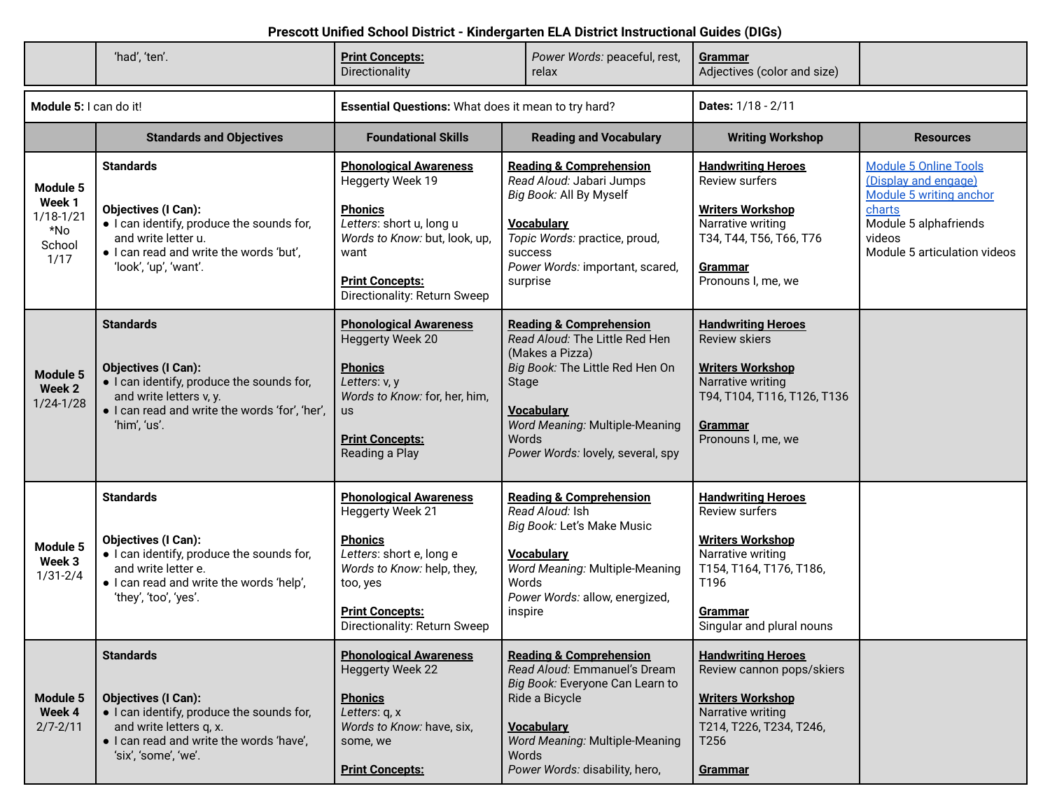## Prescott Unified School District - Kindergarten ELA District Instructional Guides (DIGs)

| | | | | | |
|---|---|---|---|---|---|
| | 'had', 'ten'. | **Print Concepts:** Directionality | *Power Words:* peaceful, rest, relax | **Grammar** Adjectives (color and size) | |

| **Module 5:** I can do it! | | **Essential Questions:** What does it mean to try hard? | | **Dates:** 1/18 - 2/11 | |
|---|---|---|---|---|---|
| | **Standards and Objectives** | **Foundational Skills** | **Reading and Vocabulary** | **Writing Workshop** | **Resources** |
| **Module 5 Week 1** 1/18-1/21 *No School 1/17 | **Standards**<br><br>**Objectives (I Can):**<br>● I can identify, produce the sounds for, and write letter u.<br>● I can read and write the words 'but', 'look', 'up', 'want'. | **Phonological Awareness** Heggerty Week 19<br><br>**Phonics** *Letters:* short u, long u *Words to Know:* but, look, up, want<br><br>**Print Concepts:** Directionality: Return Sweep | **Reading & Comprehension** *Read Aloud:* Jabari Jumps *Big Book:* All By Myself<br><br>**Vocabulary** *Topic Words:* practice, proud, success *Power Words:* important, scared, surprise | **Handwriting Heroes** Review surfers<br><br>**Writers Workshop** Narrative writing T34, T44, T56, T66, T76<br><br>**Grammar** Pronouns I, me, we | Module 5 Online Tools (Display and engage)<br>Module 5 writing anchor charts<br>Module 5 alphafriends videos<br>Module 5 articulation videos |
| **Module 5 Week 2** 1/24-1/28 | **Standards**<br><br>**Objectives (I Can):**<br>● I can identify, produce the sounds for, and write letters v, y.<br>● I can read and write the words 'for', 'her', 'him', 'us'. | **Phonological Awareness** Heggerty Week 20<br><br>**Phonics** *Letters:* v, y *Words to Know:* for, her, him, us<br><br>**Print Concepts:** Reading a Play | **Reading & Comprehension** *Read Aloud:* The Little Red Hen (Makes a Pizza) *Big Book:* The Little Red Hen On Stage<br><br>**Vocabulary** *Word Meaning:* Multiple-Meaning Words *Power Words:* lovely, several, spy | **Handwriting Heroes** Review skiers<br><br>**Writers Workshop** Narrative writing T94, T104, T116, T126, T136<br><br>**Grammar** Pronouns I, me, we | |
| **Module 5 Week 3** 1/31-2/4 | **Standards**<br><br>**Objectives (I Can):**<br>● I can identify, produce the sounds for, and write letter e.<br>● I can read and write the words 'help', 'they', 'too', 'yes'. | **Phonological Awareness** Heggerty Week 21<br><br>**Phonics** *Letters:* short e, long e *Words to Know:* help, they, too, yes<br><br>**Print Concepts:** Directionality: Return Sweep | **Reading & Comprehension** *Read Aloud:* Ish *Big Book:* Let's Make Music<br><br>**Vocabulary** *Word Meaning:* Multiple-Meaning Words *Power Words:* allow, energized, inspire | **Handwriting Heroes** Review surfers<br><br>**Writers Workshop** Narrative writing T154, T164, T176, T186, T196<br><br>**Grammar** Singular and plural nouns | |
| **Module 5 Week 4** 2/7-2/11 | **Standards**<br><br>**Objectives (I Can):**<br>● I can identify, produce the sounds for, and write letters q, x.<br>● I can read and write the words 'have', 'six', 'some', 'we'. | **Phonological Awareness** Heggerty Week 22<br><br>**Phonics** *Letters:* q, x *Words to Know:* have, six, some, we<br><br>**Print Concepts:** | **Reading & Comprehension** *Read Aloud:* Emmanuel's Dream *Big Book:* Everyone Can Learn to Ride a Bicycle<br><br>**Vocabulary** *Word Meaning:* Multiple-Meaning Words *Power Words:* disability, hero, | **Handwriting Heroes** Review cannon pops/skiers<br><br>**Writers Workshop** Narrative writing T214, T226, T234, T246, T256<br><br>**Grammar** | |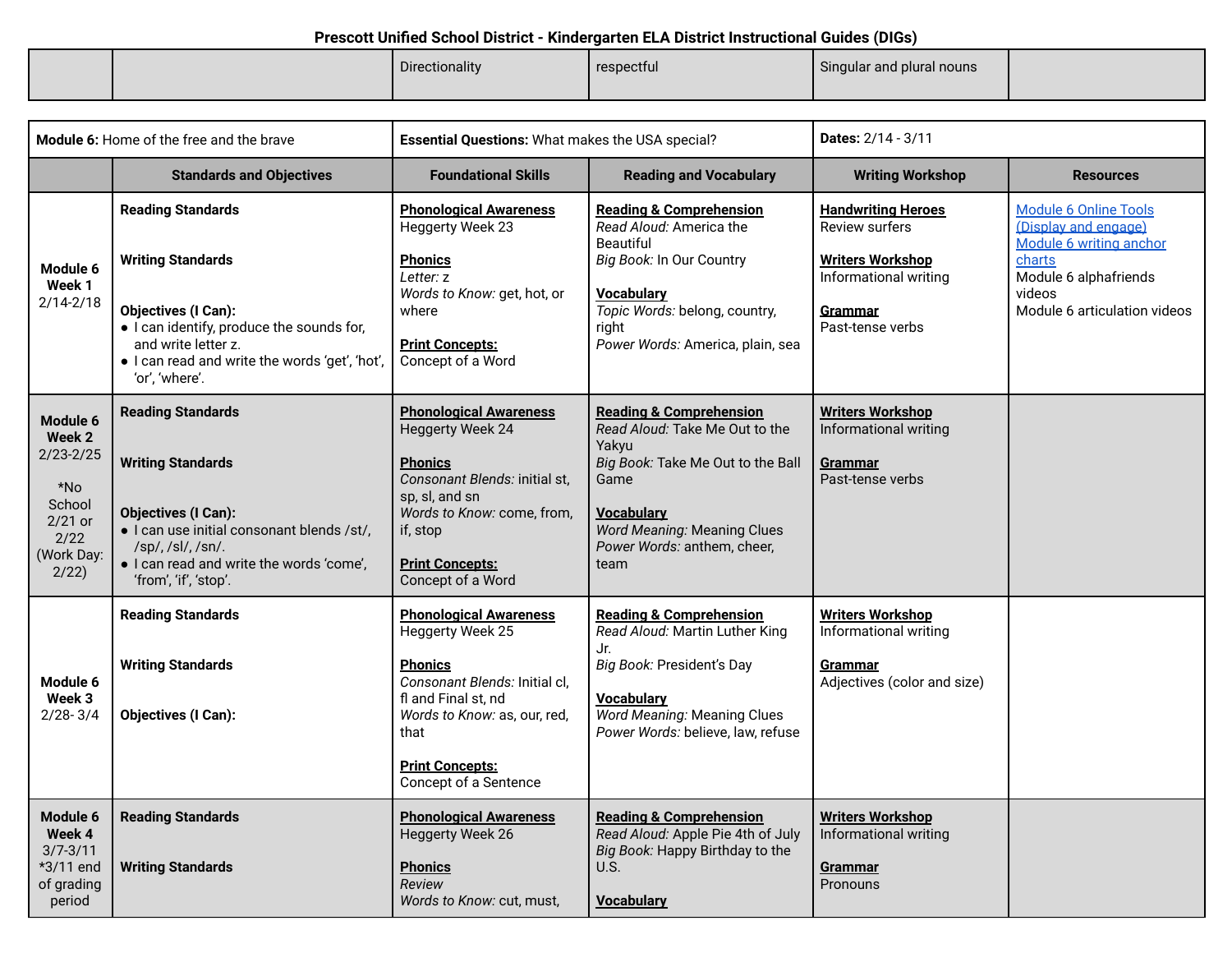# Prescott Unified School District - Kindergarten ELA District Instructional Guides (DIGs)

| | | | | | |
|---|---|---|---|---|---|
| | | Directionality | respectful | Singular and plural nouns | |

| **Module 6:** Home of the free and the brave | | **Essential Questions:** What makes the USA special? | | **Dates:** 2/14 - 3/11 | |
|---|---|---|---|---|---|
| | **Standards and Objectives** | **Foundational Skills** | **Reading and Vocabulary** | **Writing Workshop** | **Resources** |
| **Module 6 Week 1** 2/14-2/18 | **Reading Standards**<br><br>**Writing Standards**<br><br>**Objectives (I Can):**<br>● I can identify, produce the sounds for, and write letter z.<br>● I can read and write the words 'get', 'hot', 'or', 'where'. | **Phonological Awareness**<br>Heggerty Week 23<br><br>**Phonics**<br>*Letter:* z<br>*Words to Know:* get, hot, or where<br><br>**Print Concepts:**<br>Concept of a Word | **Reading & Comprehension**<br>*Read Aloud:* America the Beautiful<br>*Big Book:* In Our Country<br><br>**Vocabulary**<br>*Topic Words:* belong, country, right<br>*Power Words:* America, plain, sea | **Handwriting Heroes**<br>Review surfers<br><br>**Writers Workshop**<br>Informational writing<br><br>**Grammar**<br>Past-tense verbs | Module 6 Online Tools (Display and engage)<br>Module 6 writing anchor charts<br>Module 6 alphafriends videos<br>Module 6 articulation videos |
| **Module 6 Week 2** 2/23-2/25<br><br>*No School 2/21 or 2/22 (Work Day: 2/22) | **Reading Standards**<br><br>**Writing Standards**<br><br>**Objectives (I Can):**<br>● I can use initial consonant blends /st/, /sp/, /sl/, /sn/.<br>● I can read and write the words 'come', 'from', 'if', 'stop'. | **Phonological Awareness**<br>Heggerty Week 24<br><br>**Phonics**<br>*Consonant Blends:* initial st, sp, sl, and sn<br>*Words to Know:* come, from, if, stop<br><br>**Print Concepts:**<br>Concept of a Word | **Reading & Comprehension**<br>*Read Aloud:* Take Me Out to the Yakyu<br>*Big Book:* Take Me Out to the Ball Game<br><br>**Vocabulary**<br>*Word Meaning:* Meaning Clues<br>*Power Words:* anthem, cheer, team | **Writers Workshop**<br>Informational writing<br><br>**Grammar**<br>Past-tense verbs | |
| **Module 6 Week 3** 2/28- 3/4 | **Reading Standards**<br><br>**Writing Standards**<br><br>**Objectives (I Can):** | **Phonological Awareness**<br>Heggerty Week 25<br><br>**Phonics**<br>*Consonant Blends:* Initial cl, fl and Final st, nd<br>*Words to Know:* as, our, red, that<br><br>**Print Concepts:**<br>Concept of a Sentence | **Reading & Comprehension**<br>*Read Aloud:* Martin Luther King Jr.<br>*Big Book:* President's Day<br><br>**Vocabulary**<br>*Word Meaning:* Meaning Clues<br>*Power Words:* believe, law, refuse | **Writers Workshop**<br>Informational writing<br><br>**Grammar**<br>Adjectives (color and size) | |
| **Module 6 Week 4** 3/7-3/11 *3/11 end of grading period | **Reading Standards**<br><br>**Writing Standards** | **Phonological Awareness**<br>Heggerty Week 26<br><br>**Phonics**<br>*Review*<br>*Words to Know:* cut, must, | **Reading & Comprehension**<br>*Read Aloud:* Apple Pie 4th of July<br>*Big Book:* Happy Birthday to the U.S.<br><br>**Vocabulary** | **Writers Workshop**<br>Informational writing<br><br>**Grammar**<br>Pronouns | |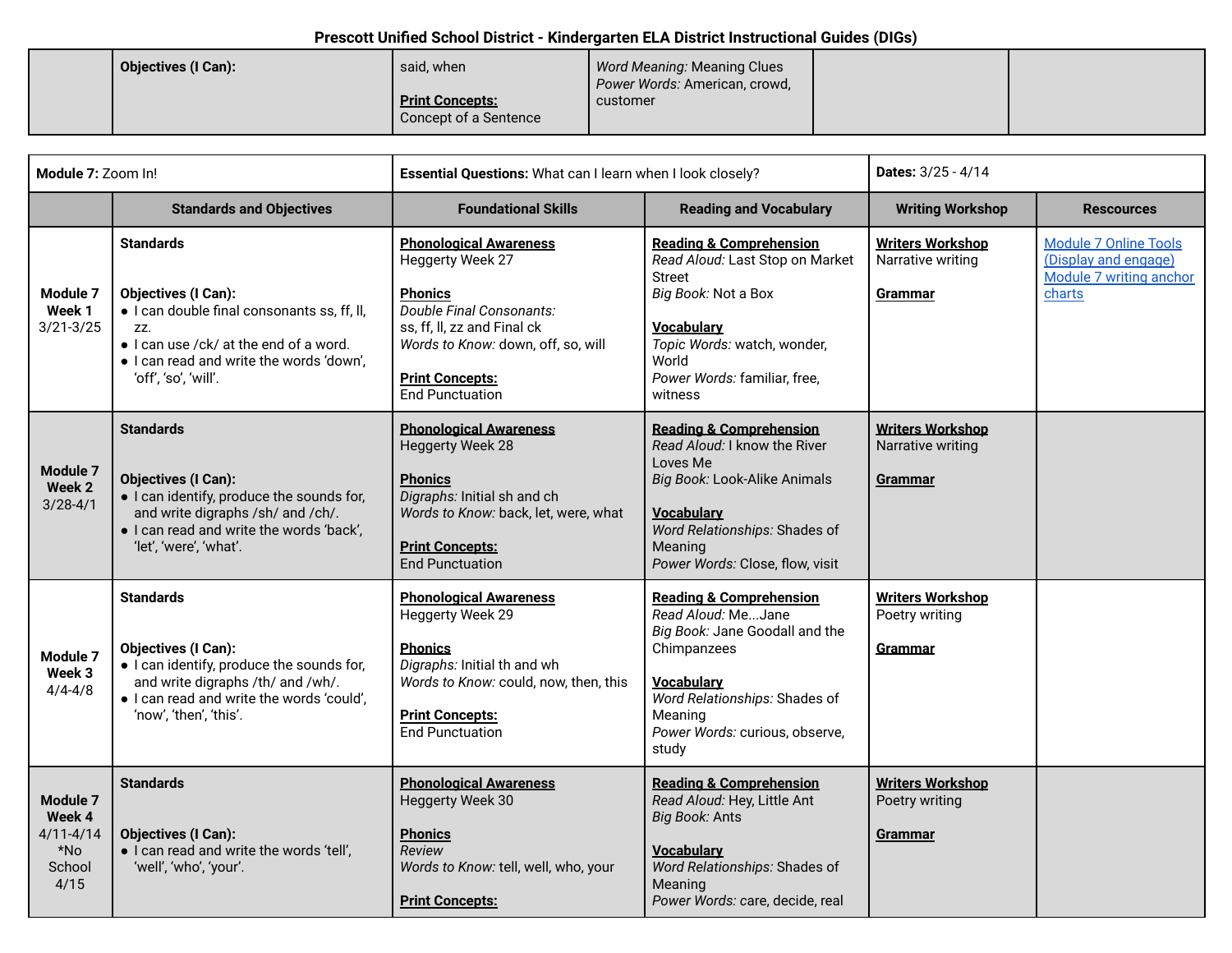# Prescott Unified School District - Kindergarten ELA District Instructional Guides (DIGs)

| | | | | | |
|---|---|---|---|---|---|
| | **Objectives (I Can):** | said, when<br><br>**Print Concepts:**<br>Concept of a Sentence | *Word Meaning:* Meaning Clues<br>*Power Words:* American, crowd, customer | | |

| **Module 7:** Zoom In! | | **Essential Questions:** What can I learn when I look closely? | | **Dates:** 3/25 - 4/14 | |
|---|---|---|---|---|---|
| | **Standards and Objectives** | **Foundational Skills** | **Reading and Vocabulary** | **Writing Workshop** | **Rescources** |
| **Module 7 Week 1** 3/21-3/25 | **Standards**<br><br>**Objectives (I Can):**<br>● I can double final consonants ss, ff, ll, zz.<br>● I can use /ck/ at the end of a word.<br>● I can read and write the words 'down', 'off', 'so', 'will'. | **Phonological Awareness**<br>Heggerty Week 27<br><br>**Phonics**<br>*Double Final Consonants:*<br>ss, ff, ll, zz and Final ck<br>*Words to Know:* down, off, so, will<br><br>**Print Concepts:**<br>End Punctuation | **Reading & Comprehension**<br>*Read Aloud:* Last Stop on Market Street<br>*Big Book:* Not a Box<br><br>**Vocabulary**<br>*Topic Words:* watch, wonder, World<br>*Power Words:* familiar, free, witness | **Writers Workshop**<br>Narrative writing<br><br>**Grammar** | Module 7 Online Tools (Display and engage)<br>Module 7 writing anchor charts |
| **Module 7 Week 2** 3/28-4/1 | **Standards**<br><br>**Objectives (I Can):**<br>● I can identify, produce the sounds for, and write digraphs /sh/ and /ch/.<br>● I can read and write the words 'back', 'let', 'were', 'what'. | **Phonological Awareness**<br>Heggerty Week 28<br><br>**Phonics**<br>*Digraphs:* Initial sh and ch<br>*Words to Know:* back, let, were, what<br><br>**Print Concepts:**<br>End Punctuation | **Reading & Comprehension**<br>*Read Aloud:* I know the River Loves Me<br>*Big Book:* Look-Alike Animals<br><br>**Vocabulary**<br>*Word Relationships:* Shades of Meaning<br>*Power Words:* Close, flow, visit | **Writers Workshop**<br>Narrative writing<br><br>**Grammar** | |
| **Module 7 Week 3** 4/4-4/8 | **Standards**<br><br>**Objectives (I Can):**<br>● I can identify, produce the sounds for, and write digraphs /th/ and /wh/.<br>● I can read and write the words 'could', 'now', 'then', 'this'. | **Phonological Awareness**<br>Heggerty Week 29<br><br>**Phonics**<br>*Digraphs:* Initial th and wh<br>*Words to Know:* could, now, then, this<br><br>**Print Concepts:**<br>End Punctuation | **Reading & Comprehension**<br>*Read Aloud:* Me...Jane<br>*Big Book:* Jane Goodall and the Chimpanzees<br><br>**Vocabulary**<br>*Word Relationships:* Shades of Meaning<br>*Power Words:* curious, observe, study | **Writers Workshop**<br>Poetry writing<br><br>**Grammar** | |
| **Module 7 Week 4** 4/11-4/14 *No School 4/15 | **Standards**<br><br>**Objectives (I Can):**<br>● I can read and write the words 'tell', 'well', 'who', 'your'. | **Phonological Awareness**<br>Heggerty Week 30<br><br>**Phonics**<br>*Review*<br>*Words to Know:* tell, well, who, your<br><br>**Print Concepts:** | **Reading & Comprehension**<br>*Read Aloud:* Hey, Little Ant<br>*Big Book:* Ants<br><br>**Vocabulary**<br>*Word Relationships:* Shades of Meaning<br>*Power Words:* care, decide, real | **Writers Workshop**<br>Poetry writing<br><br>**Grammar** | |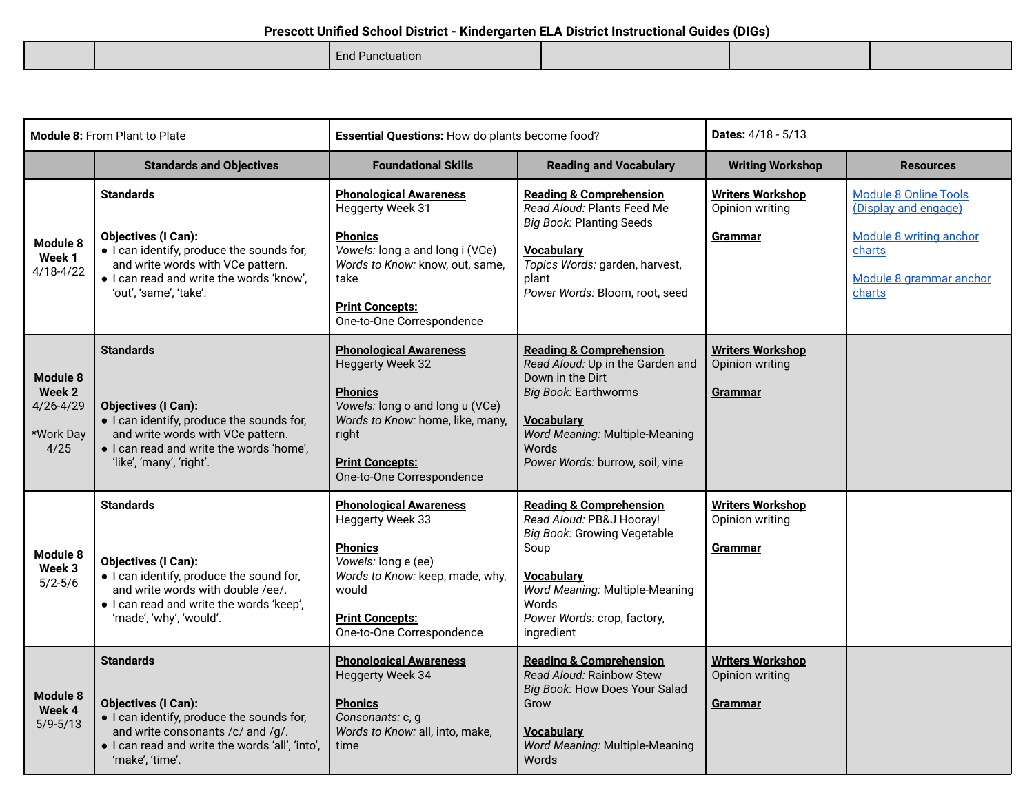# Prescott Unified School District - Kindergarten ELA District Instructional Guides (DIGs)

| | | End Punctuation | | | |
|---|---|---|---|---|---|

| **Module 8:** From Plant to Plate | | **Essential Questions:** How do plants become food? | | **Dates:** 4/18 - 5/13 | |
|---|---|---|---|---|---|
| | **Standards and Objectives** | **Foundational Skills** | **Reading and Vocabulary** | **Writing Workshop** | **Resources** |
| **Module 8 Week 1** 4/18-4/22 | **Standards**<br><br>**Objectives (I Can):**<br>● I can identify, produce the sounds for, and write words with VCe pattern.<br>● I can read and write the words 'know', 'out', 'same', 'take'. | **Phonological Awareness**<br>Heggerty Week 31<br><br>**Phonics**<br>*Vowels:* long a and long i (VCe)<br>*Words to Know:* know, out, same, take<br><br>**Print Concepts:**<br>One-to-One Correspondence | **Reading & Comprehension**<br>*Read Aloud:* Plants Feed Me<br>*Big Book:* Planting Seeds<br><br>**Vocabulary**<br>*Topics Words:* garden, harvest, plant<br>*Power Words:* Bloom, root, seed | **Writers Workshop**<br>Opinion writing<br><br>**Grammar** | Module 8 Online Tools (Display and engage)<br><br>Module 8 writing anchor charts<br><br>Module 8 grammar anchor charts |
| **Module 8 Week 2** 4/26-4/29<br><br>*Work Day 4/25 | **Standards**<br><br>**Objectives (I Can):**<br>● I can identify, produce the sounds for, and write words with VCe pattern.<br>● I can read and write the words 'home', 'like', 'many', 'right'. | **Phonological Awareness**<br>Heggerty Week 32<br><br>**Phonics**<br>*Vowels:* long o and long u (VCe)<br>*Words to Know:* home, like, many, right<br><br>**Print Concepts:**<br>One-to-One Correspondence | **Reading & Comprehension**<br>*Read Aloud:* Up in the Garden and Down in the Dirt<br>*Big Book:* Earthworms<br><br>**Vocabulary**<br>*Word Meaning:* Multiple-Meaning Words<br>*Power Words:* burrow, soil, vine | **Writers Workshop**<br>Opinion writing<br><br>**Grammar** | |
| **Module 8 Week 3** 5/2-5/6 | **Standards**<br><br>**Objectives (I Can):**<br>● I can identify, produce the sound for, and write words with double /ee/.<br>● I can read and write the words 'keep', 'made', 'why', 'would'. | **Phonological Awareness**<br>Heggerty Week 33<br><br>**Phonics**<br>*Vowels:* long e (ee)<br>*Words to Know:* keep, made, why, would<br><br>**Print Concepts:**<br>One-to-One Correspondence | **Reading & Comprehension**<br>*Read Aloud:* PB&J Hooray!<br>*Big Book:* Growing Vegetable Soup<br><br>**Vocabulary**<br>*Word Meaning:* Multiple-Meaning Words<br>*Power Words:* crop, factory, ingredient | **Writers Workshop**<br>Opinion writing<br><br>**Grammar** | |
| **Module 8 Week 4** 5/9-5/13 | **Standards**<br><br>**Objectives (I Can):**<br>● I can identify, produce the sounds for, and write consonants /c/ and /g/.<br>● I can read and write the words 'all', 'into', 'make', 'time'. | **Phonological Awareness**<br>Heggerty Week 34<br><br>**Phonics**<br>*Consonants:* c, g<br>*Words to Know:* all, into, make, time | **Reading & Comprehension**<br>*Read Aloud:* Rainbow Stew<br>*Big Book:* How Does Your Salad Grow<br><br>**Vocabulary**<br>*Word Meaning:* Multiple-Meaning Words | **Writers Workshop**<br>Opinion writing<br><br>**Grammar** | |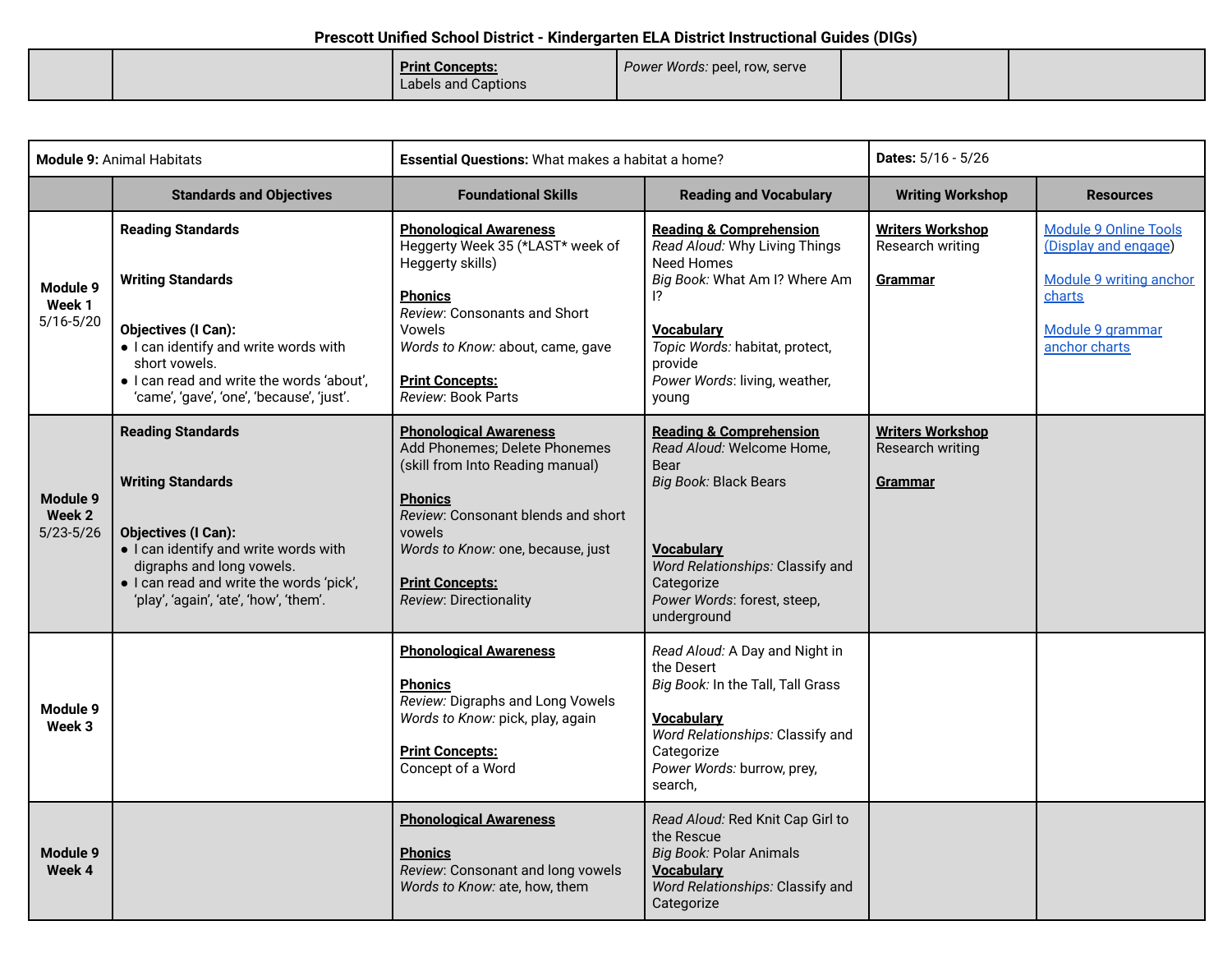## Prescott Unified School District - Kindergarten ELA District Instructional Guides (DIGs)

| | | | | | |
|---|---|---|---|---|---|
| | | **Print Concepts:**<br>Labels and Captions | *Power Words:* peel, row, serve | | |

| **Module 9:** Animal Habitats | | **Essential Questions:** What makes a habitat a home? | | **Dates:** 5/16 - 5/26 | |
|---|---|---|---|---|---|
| | **Standards and Objectives** | **Foundational Skills** | **Reading and Vocabulary** | **Writing Workshop** | **Resources** |
| **Module 9 Week 1** 5/16-5/20 | **Reading Standards**<br><br>**Writing Standards**<br><br>**Objectives (I Can):**<br>● I can identify and write words with short vowels.<br>● I can read and write the words 'about', 'came', 'gave', 'one', 'because', 'just'. | **Phonological Awareness**<br>Heggerty Week 35 (*LAST* week of Heggerty skills)<br><br>**Phonics**<br>*Review*: Consonants and Short Vowels<br>*Words to Know:* about, came, gave<br><br>**Print Concepts:**<br>*Review*: Book Parts | **Reading & Comprehension**<br>*Read Aloud:* Why Living Things Need Homes<br>*Big Book:* What Am I? Where Am I?<br><br>**Vocabulary**<br>*Topic Words:* habitat, protect, provide<br>*Power Words*: living, weather, young | **Writers Workshop**<br>Research writing<br><br>**Grammar** | Module 9 Online Tools (Display and engage)<br><br>Module 9 writing anchor charts<br><br>Module 9 grammar anchor charts |
| **Module 9 Week 2** 5/23-5/26 | **Reading Standards**<br><br>**Writing Standards**<br><br>**Objectives (I Can):**<br>● I can identify and write words with digraphs and long vowels.<br>● I can read and write the words 'pick', 'play', 'again', 'ate', 'how', 'them'. | **Phonological Awareness**<br>Add Phonemes; Delete Phonemes (skill from Into Reading manual)<br><br>**Phonics**<br>*Review*: Consonant blends and short vowels<br>*Words to Know:* one, because, just<br><br>**Print Concepts:**<br>*Review*: Directionality | **Reading & Comprehension**<br>*Read Aloud:* Welcome Home, Bear<br>*Big Book:* Black Bears<br><br>**Vocabulary**<br>*Word Relationships:* Classify and Categorize<br>*Power Words*: forest, steep, underground | **Writers Workshop**<br>Research writing<br><br>**Grammar** | |
| **Module 9 Week 3** | | **Phonological Awareness**<br><br>**Phonics**<br>*Review:* Digraphs and Long Vowels<br>*Words to Know:* pick, play, again<br><br>**Print Concepts:**<br>Concept of a Word | *Read Aloud:* A Day and Night in the Desert<br>*Big Book:* In the Tall, Tall Grass<br><br>**Vocabulary**<br>*Word Relationships:* Classify and Categorize<br>*Power Words:* burrow, prey, search, | | |
| **Module 9 Week 4** | | **Phonological Awareness**<br><br>**Phonics**<br>*Review*: Consonant and long vowels<br>*Words to Know:* ate, how, them | *Read Aloud:* Red Knit Cap Girl to the Rescue<br>*Big Book:* Polar Animals<br>**Vocabulary**<br>*Word Relationships:* Classify and Categorize | | |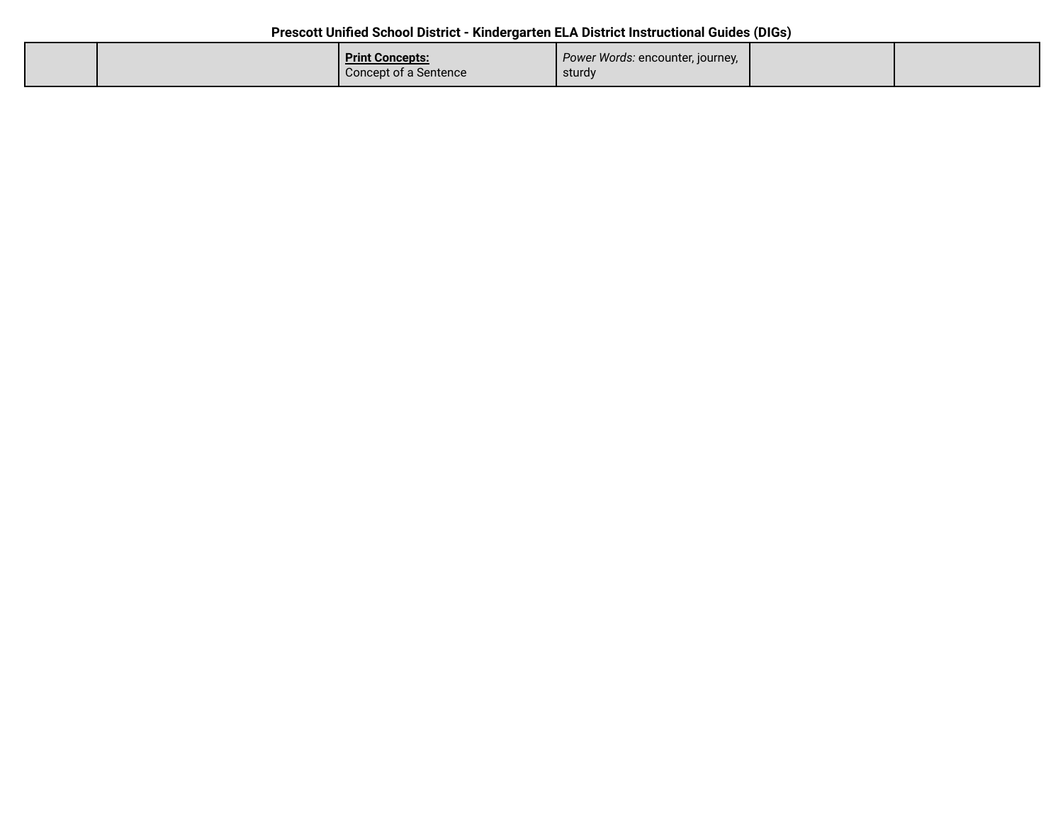| | | | | | |
|---|---|---|---|---|---|
| | | **Print Concepts:** Concept of a Sentence | *Power Words:* encounter, journey, sturdy | | |